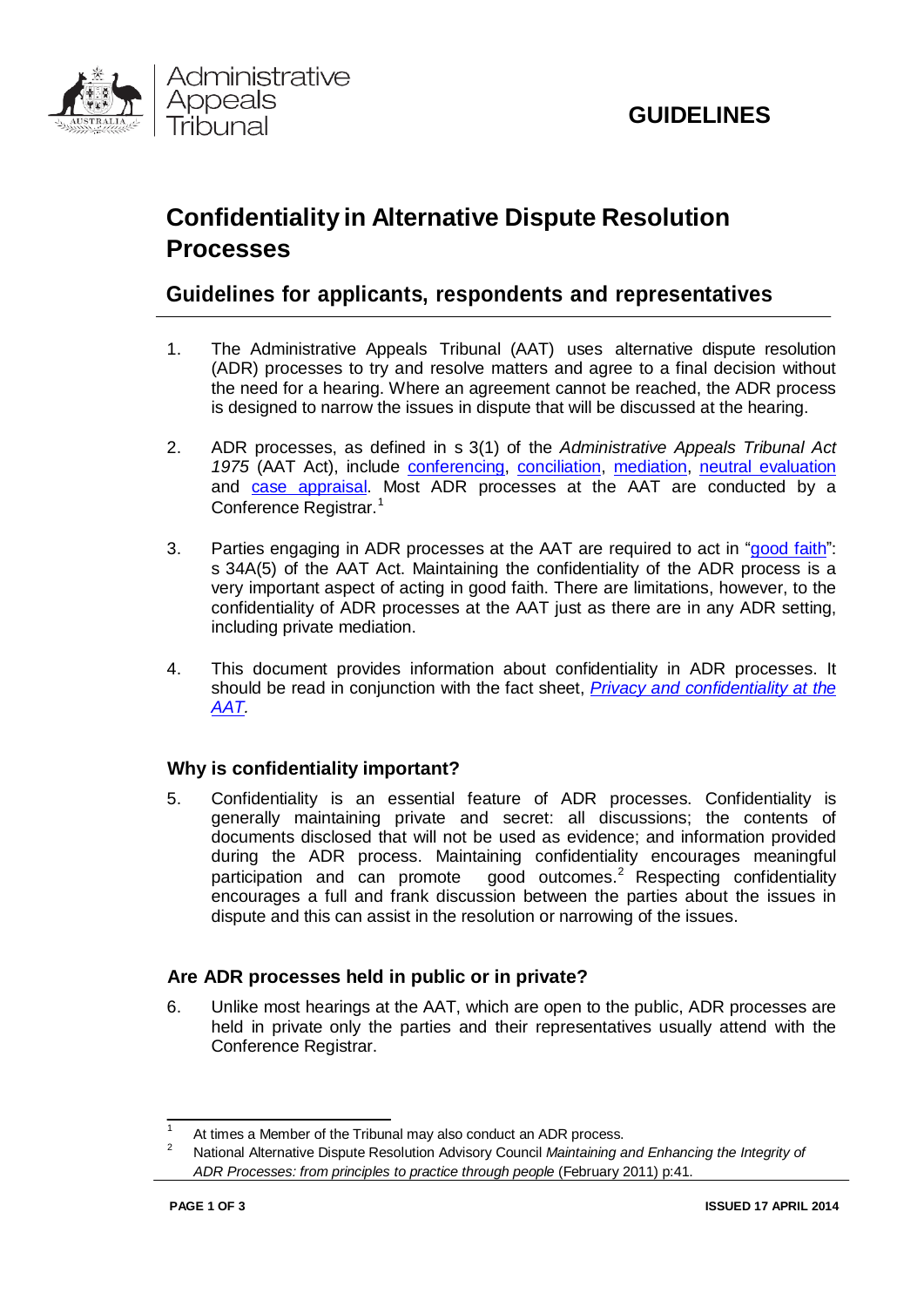Administrative Appeals Tribunal

**GUIDELINES**

# Confidentiality in Alternative Dispute Resolution Processes

## Guidelines for applicants, respondents and representatives

1. The Administrative Appeals Tribunal (AAT) uses alternative dispute resolution (ADR) processes to try and resolve matters and agree to a final decision without the need for a hearing. Where an agreement cannot be reached, the ADR process is designed to narrow the issues in dispute that will be discussed at the hearing.

2. ADR processes, as defined in s 3(1) of the *Administrative Appeals Tribunal Act 1975* (AAT Act), include conferencing, conciliation, mediation, neutral evaluation and case appraisal. Most ADR processes at the AAT are conducted by a Conference Registrar.[1]

3. Parties engaging in ADR processes at the AAT are required to act in "good faith": s 34A(5) of the AAT Act. Maintaining the confidentiality of the ADR process is a very important aspect of acting in good faith. There are limitations, however, to the confidentiality of ADR processes at the AAT just as there are in any ADR setting, including private mediation.

4. This document provides information about confidentiality in ADR processes. It should be read in conjunction with the fact sheet, *Privacy and confidentiality at the AAT.*

### Why is confidentiality important?

5. Confidentiality is an essential feature of ADR processes. Confidentiality is generally maintaining private and secret: all discussions; the contents of documents disclosed that will not be used as evidence; and information provided during the ADR process. Maintaining confidentiality encourages meaningful participation and can promote good outcomes.[2] Respecting confidentiality encourages a full and frank discussion between the parties about the issues in dispute and this can assist in the resolution or narrowing of the issues.

### Are ADR processes held in public or in private?

6. Unlike most hearings at the AAT, which are open to the public, ADR processes are held in private only the parties and their representatives usually attend with the Conference Registrar.

---

[1] At times a Member of the Tribunal may also conduct an ADR process.

[2] National Alternative Dispute Resolution Advisory Council *Maintaining and Enhancing the Integrity of ADR Processes: from principles to practice through people* (February 2011) p:41.

ISSUED 17 APRIL 2014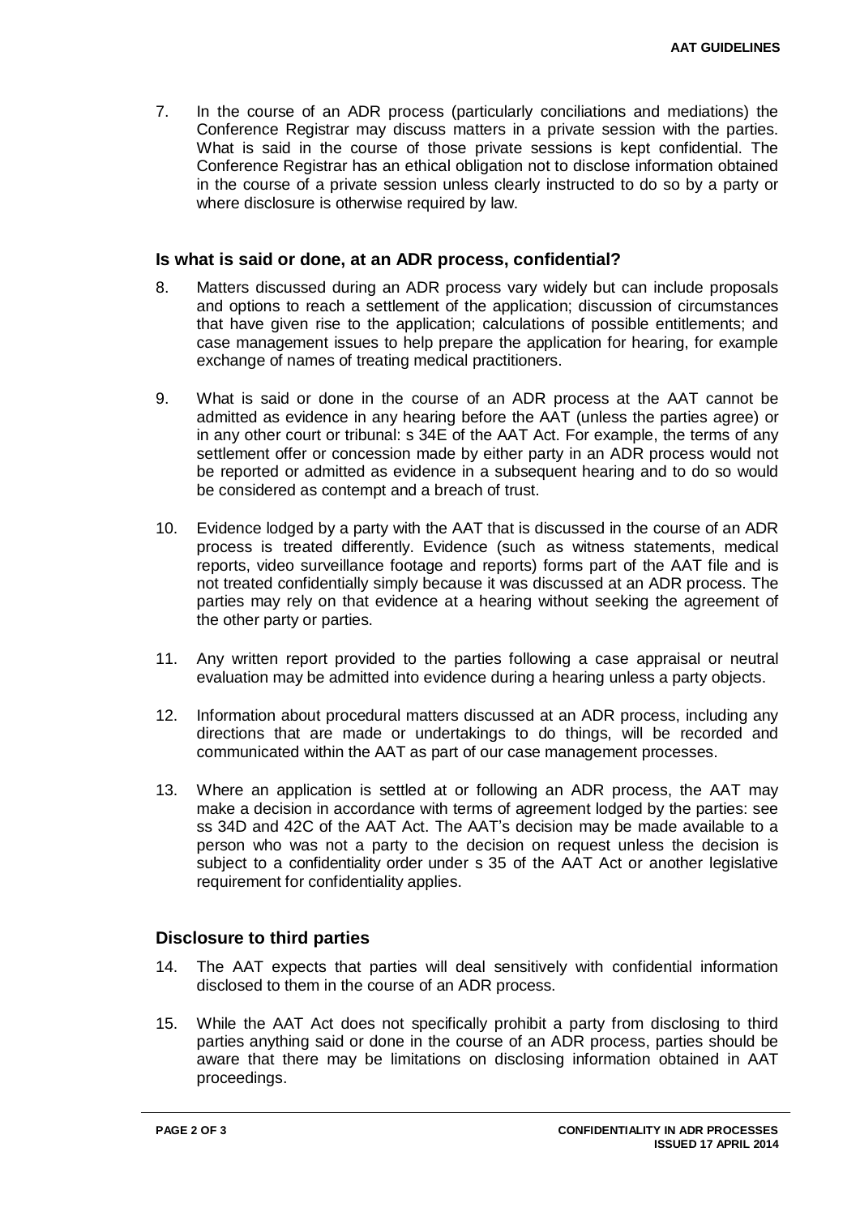7. In the course of an ADR process (particularly conciliations and mediations) the Conference Registrar may discuss matters in a private session with the parties. What is said in the course of those private sessions is kept confidential. The Conference Registrar has an ethical obligation not to disclose information obtained in the course of a private session unless clearly instructed to do so by a party or where disclosure is otherwise required by law.

## Is what is said or done, at an ADR process, confidential?

8. Matters discussed during an ADR process vary widely but can include proposals and options to reach a settlement of the application; discussion of circumstances that have given rise to the application; calculations of possible entitlements; and case management issues to help prepare the application for hearing, for example exchange of names of treating medical practitioners.

9. What is said or done in the course of an ADR process at the AAT cannot be admitted as evidence in any hearing before the AAT (unless the parties agree) or in any other court or tribunal: s 34E of the AAT Act. For example, the terms of any settlement offer or concession made by either party in an ADR process would not be reported or admitted as evidence in a subsequent hearing and to do so would be considered as contempt and a breach of trust.

10. Evidence lodged by a party with the AAT that is discussed in the course of an ADR process is treated differently. Evidence (such as witness statements, medical reports, video surveillance footage and reports) forms part of the AAT file and is not treated confidentially simply because it was discussed at an ADR process. The parties may rely on that evidence at a hearing without seeking the agreement of the other party or parties.

11. Any written report provided to the parties following a case appraisal or neutral evaluation may be admitted into evidence during a hearing unless a party objects.

12. Information about procedural matters discussed at an ADR process, including any directions that are made or undertakings to do things, will be recorded and communicated within the AAT as part of our case management processes.

13. Where an application is settled at or following an ADR process, the AAT may make a decision in accordance with terms of agreement lodged by the parties: see ss 34D and 42C of the AAT Act. The AAT's decision may be made available to a person who was not a party to the decision on request unless the decision is subject to a confidentiality order under s 35 of the AAT Act or another legislative requirement for confidentiality applies.

## Disclosure to third parties

14. The AAT expects that parties will deal sensitively with confidential information disclosed to them in the course of an ADR process.

15. While the AAT Act does not specifically prohibit a party from disclosing to third parties anything said or done in the course of an ADR process, parties should be aware that there may be limitations on disclosing information obtained in AAT proceedings.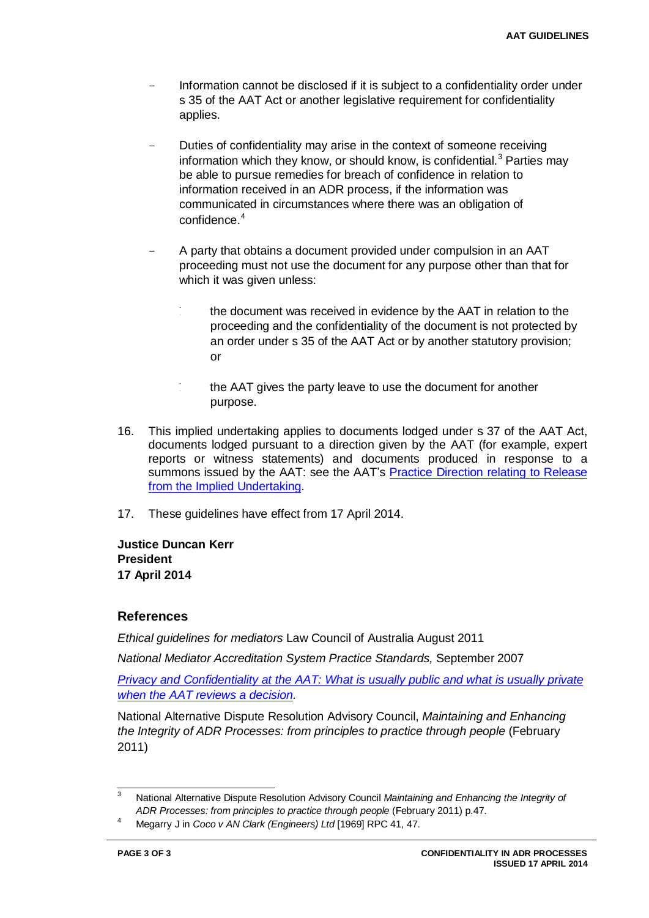- Information cannot be disclosed if it is subject to a confidentiality order under s 35 of the AAT Act or another legislative requirement for confidentiality applies.

- Duties of confidentiality may arise in the context of someone receiving information which they know, or should know, is confidential.[3] Parties may be able to pursue remedies for breach of confidence in relation to information received in an ADR process, if the information was communicated in circumstances where there was an obligation of confidence.[4]

- A party that obtains a document provided under compulsion in an AAT proceeding must not use the document for any purpose other than that for which it was given unless:

  - the document was received in evidence by the AAT in relation to the proceeding and the confidentiality of the document is not protected by an order under s 35 of the AAT Act or by another statutory provision; or

  - the AAT gives the party leave to use the document for another purpose.

16. This implied undertaking applies to documents lodged under s 37 of the AAT Act, documents lodged pursuant to a direction given by the AAT (for example, expert reports or witness statements) and documents produced in response to a summons issued by the AAT: see the AAT's Practice Direction relating to Release from the Implied Undertaking.

17. These guidelines have effect from 17 April 2014.

**Justice Duncan Kerr**
**President**
**17 April 2014**

## References

*Ethical guidelines for mediators* Law Council of Australia August 2011

*National Mediator Accreditation System Practice Standards,* September 2007

*Privacy and Confidentiality at the AAT: What is usually public and what is usually private when the AAT reviews a decision.*

National Alternative Dispute Resolution Advisory Council, *Maintaining and Enhancing the Integrity of ADR Processes: from principles to practice through people* (February 2011)

---

[3] National Alternative Dispute Resolution Advisory Council *Maintaining and Enhancing the Integrity of ADR Processes: from principles to practice through people* (February 2011) p.47.

[4] Megarry J in *Coco v AN Clark (Engineers) Ltd* [1969] RPC 41, 47.